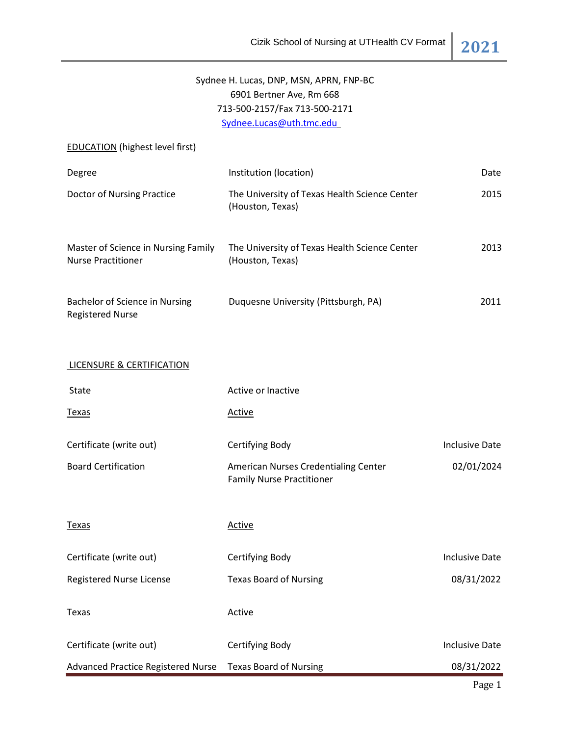Sydnee H. Lucas, DNP, MSN, APRN, FNP-BC
6901 Bertner Ave, Rm 668
713-500-2157/Fax 713-500-2171
Sydnee.Lucas@uth.tmc.edu

## EDUCATION (highest level first)

| Degree | Institution (location) | Date |
|---|---|---|
| Doctor of Nursing Practice | The University of Texas Health Science Center (Houston, Texas) | 2015 |
| Master of Science in Nursing Family Nurse Practitioner | The University of Texas Health Science Center (Houston, Texas) | 2013 |
| Bachelor of Science in Nursing Registered Nurse | Duquesne University (Pittsburgh, PA) | 2011 |

## LICENSURE & CERTIFICATION

| State | Active or Inactive | |
|---|---|---|
| Texas | Active | |
| **Certificate (write out)** | **Certifying Body** | **Inclusive Date** |
| Board Certification | American Nurses Credentialing Center Family Nurse Practitioner | 02/01/2024 |

| State | Active or Inactive | |
|---|---|---|
| Texas | Active | |
| **Certificate (write out)** | **Certifying Body** | **Inclusive Date** |
| Registered Nurse License | Texas Board of Nursing | 08/31/2022 |

| State | Active or Inactive | |
|---|---|---|
| Texas | Active | |
| **Certificate (write out)** | **Certifying Body** | **Inclusive Date** |
| Advanced Practice Registered Nurse | Texas Board of Nursing | 08/31/2022 |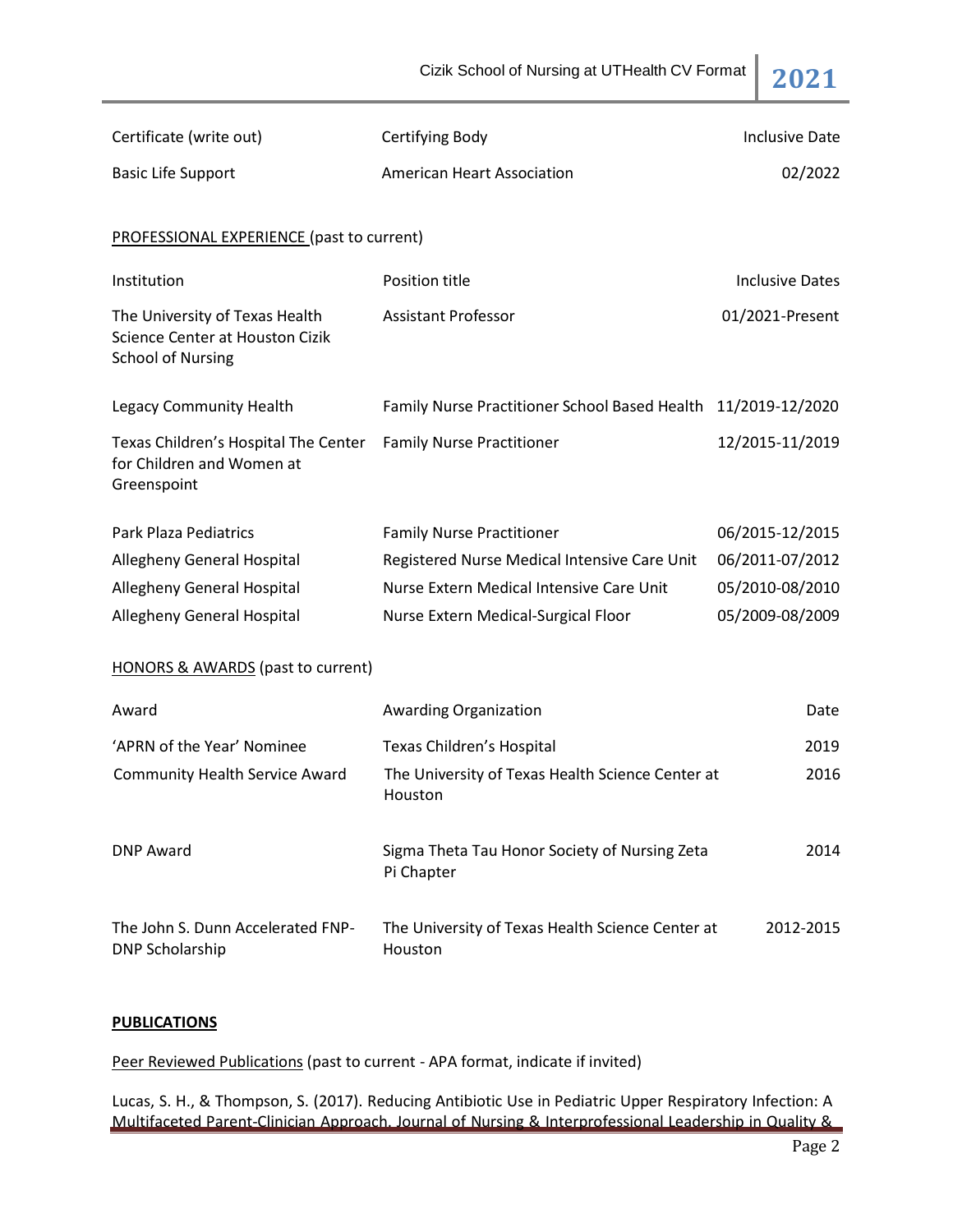| Certificate (write out) | Certifying Body | Inclusive Date |
|---|---|---|
| Basic Life Support | American Heart Association | 02/2022 |

PROFESSIONAL EXPERIENCE (past to current)

| Institution | Position title | Inclusive Dates |
|---|---|---|
| The University of Texas Health Science Center at Houston Cizik School of Nursing | Assistant Professor | 01/2021-Present |
| Legacy Community Health | Family Nurse Practitioner School Based Health | 11/2019-12/2020 |
| Texas Children's Hospital The Center for Children and Women at Greenspoint | Family Nurse Practitioner | 12/2015-11/2019 |
| Park Plaza Pediatrics | Family Nurse Practitioner | 06/2015-12/2015 |
| Allegheny General Hospital | Registered Nurse Medical Intensive Care Unit | 06/2011-07/2012 |
| Allegheny General Hospital | Nurse Extern Medical Intensive Care Unit | 05/2010-08/2010 |
| Allegheny General Hospital | Nurse Extern Medical-Surgical Floor | 05/2009-08/2009 |

HONORS & AWARDS (past to current)

| Award | Awarding Organization | Date |
|---|---|---|
| 'APRN of the Year' Nominee | Texas Children's Hospital | 2019 |
| Community Health Service Award | The University of Texas Health Science Center at Houston | 2016 |
| DNP Award | Sigma Theta Tau Honor Society of Nursing Zeta Pi Chapter | 2014 |
| The John S. Dunn Accelerated FNP-DNP Scholarship | The University of Texas Health Science Center at Houston | 2012-2015 |

**PUBLICATIONS**

Peer Reviewed Publications (past to current - APA format, indicate if invited)

Lucas, S. H., & Thompson, S. (2017). Reducing Antibiotic Use in Pediatric Upper Respiratory Infection: A Multifaceted Parent-Clinician Approach. Journal of Nursing & Interprofessional Leadership in Quality &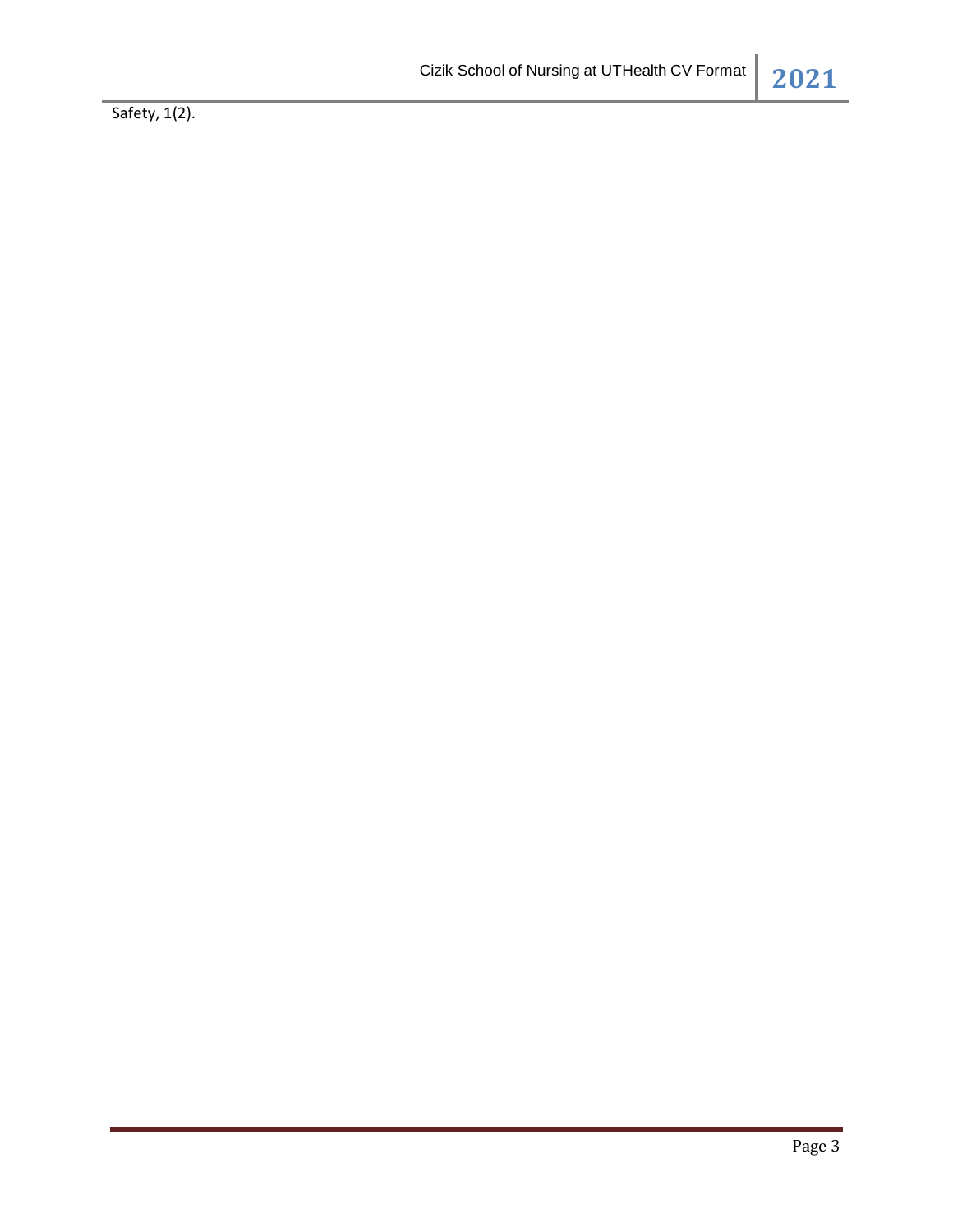Safety, 1(2).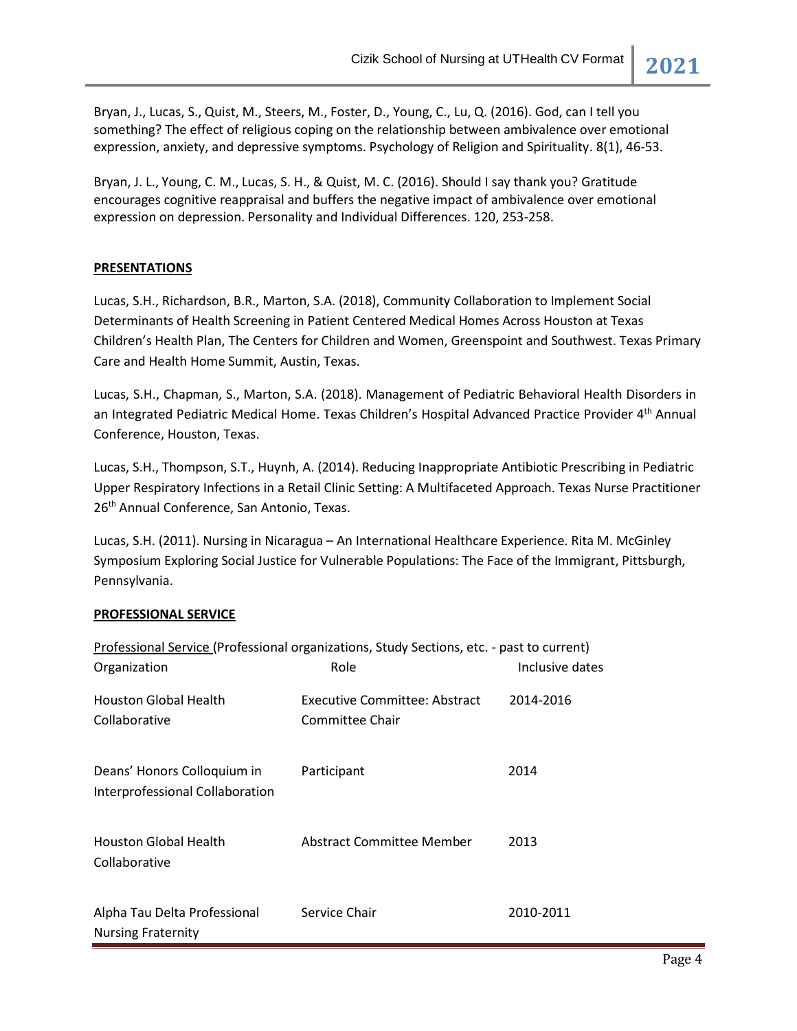Bryan, J., Lucas, S., Quist, M., Steers, M., Foster, D., Young, C., Lu, Q. (2016). God, can I tell you something? The effect of religious coping on the relationship between ambivalence over emotional expression, anxiety, and depressive symptoms. Psychology of Religion and Spirituality. 8(1), 46-53.

Bryan, J. L., Young, C. M., Lucas, S. H., & Quist, M. C. (2016). Should I say thank you? Gratitude encourages cognitive reappraisal and buffers the negative impact of ambivalence over emotional expression on depression. Personality and Individual Differences. 120, 253-258.

## PRESENTATIONS

Lucas, S.H., Richardson, B.R., Marton, S.A. (2018), Community Collaboration to Implement Social Determinants of Health Screening in Patient Centered Medical Homes Across Houston at Texas Children's Health Plan, The Centers for Children and Women, Greenspoint and Southwest. Texas Primary Care and Health Home Summit, Austin, Texas.

Lucas, S.H., Chapman, S., Marton, S.A. (2018). Management of Pediatric Behavioral Health Disorders in an Integrated Pediatric Medical Home. Texas Children's Hospital Advanced Practice Provider 4th Annual Conference, Houston, Texas.

Lucas, S.H., Thompson, S.T., Huynh, A. (2014). Reducing Inappropriate Antibiotic Prescribing in Pediatric Upper Respiratory Infections in a Retail Clinic Setting: A Multifaceted Approach. Texas Nurse Practitioner 26th Annual Conference, San Antonio, Texas.

Lucas, S.H. (2011). Nursing in Nicaragua – An International Healthcare Experience. Rita M. McGinley Symposium Exploring Social Justice for Vulnerable Populations: The Face of the Immigrant, Pittsburgh, Pennsylvania.

## PROFESSIONAL SERVICE

Professional Service (Professional organizations, Study Sections, etc. - past to current)

| Organization | Role | Inclusive dates |
|---|---|---|
| Houston Global Health Collaborative | Executive Committee: Abstract Committee Chair | 2014-2016 |
| Deans' Honors Colloquium in Interprofessional Collaboration | Participant | 2014 |
| Houston Global Health Collaborative | Abstract Committee Member | 2013 |
| Alpha Tau Delta Professional Nursing Fraternity | Service Chair | 2010-2011 |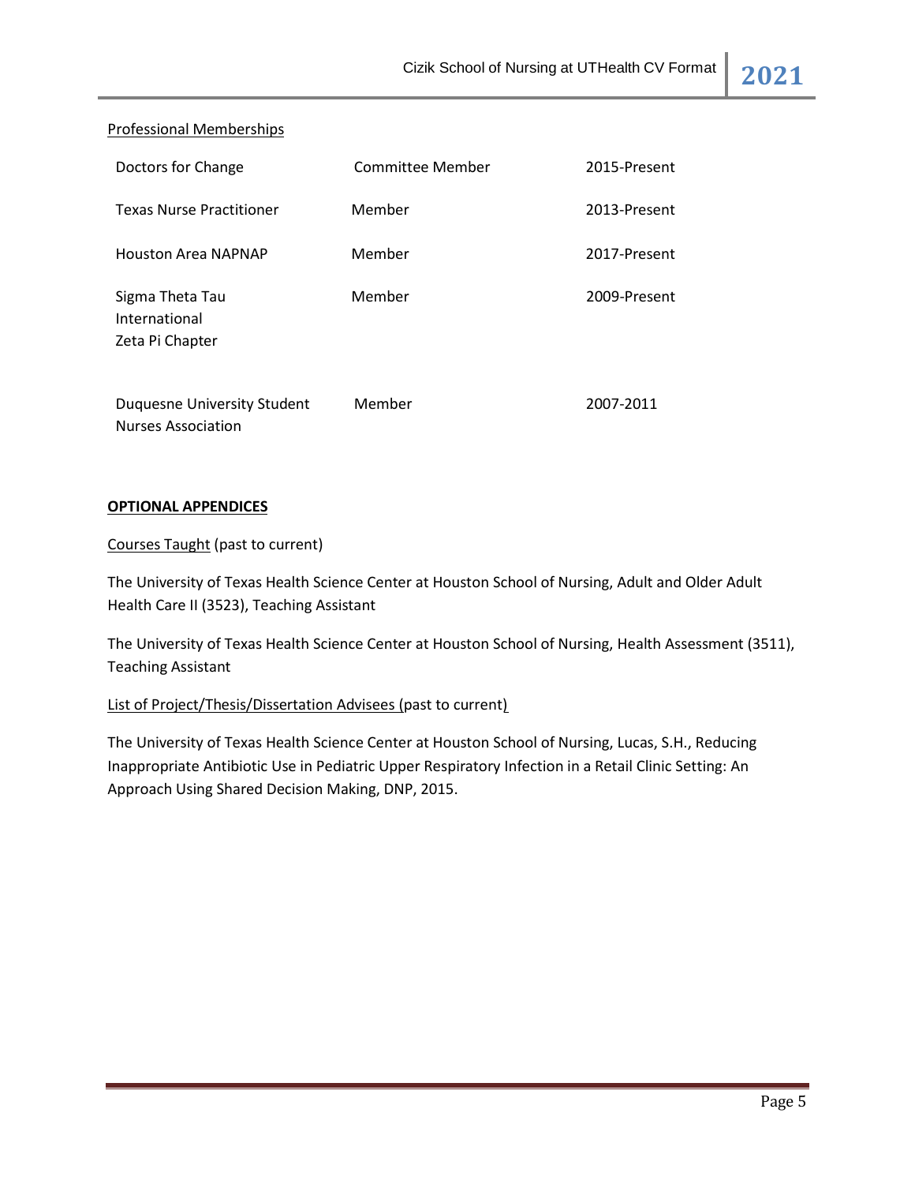Professional Memberships

| | | |
|---|---|---|
| Doctors for Change | Committee Member | 2015-Present |
| Texas Nurse Practitioner | Member | 2013-Present |
| Houston Area NAPNAP | Member | 2017-Present |
| Sigma Theta Tau International Zeta Pi Chapter | Member | 2009-Present |
| Duquesne University Student Nurses Association | Member | 2007-2011 |

**OPTIONAL APPENDICES**

Courses Taught (past to current)

The University of Texas Health Science Center at Houston School of Nursing, Adult and Older Adult Health Care II (3523), Teaching Assistant

The University of Texas Health Science Center at Houston School of Nursing, Health Assessment (3511), Teaching Assistant

List of Project/Thesis/Dissertation Advisees (past to current)

The University of Texas Health Science Center at Houston School of Nursing, Lucas, S.H., Reducing Inappropriate Antibiotic Use in Pediatric Upper Respiratory Infection in a Retail Clinic Setting: An Approach Using Shared Decision Making, DNP, 2015.